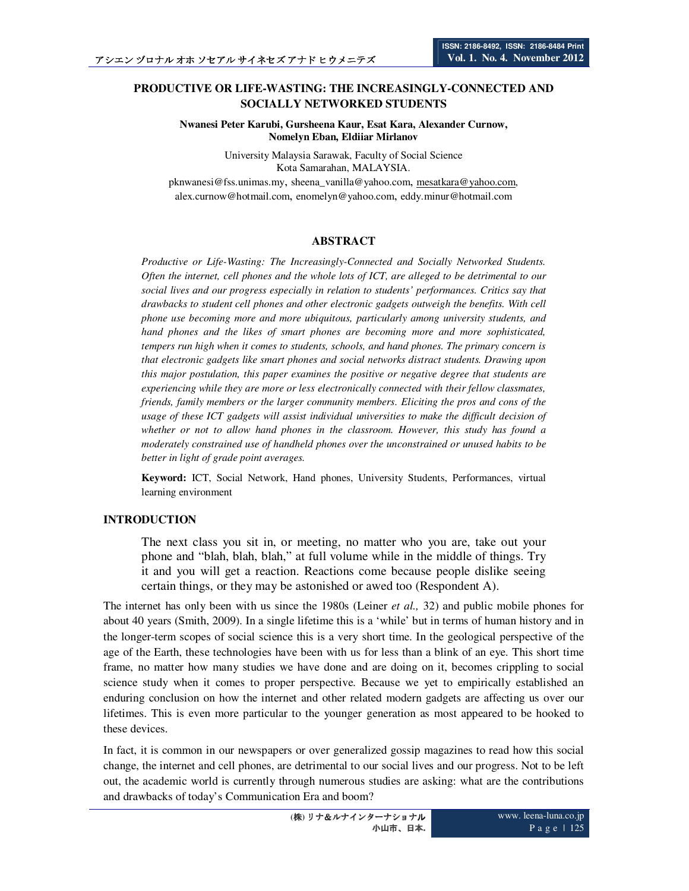# PRODUCTIVE OR LIFE-WASTING: THE INCREASINGLY-CONNECTED AND SOCIALLY NETWORKED STUDENTS

**Nwanesi Peter Karubi, Gursheena Kaur, Esat Kara, Alexander Curnow, Nomelyn Eban, Eldiiar Mirlanov**

University Malaysia Sarawak, Faculty of Social Science
Kota Samarahan, MALAYSIA.
pknwanesi@fss.unimas.my, sheena_vanilla@yahoo.com, mesatkara@yahoo.com, alex.curnow@hotmail.com, enomelyn@yahoo.com, eddy.minur@hotmail.com

## ABSTRACT

*Productive or Life-Wasting: The Increasingly-Connected and Socially Networked Students. Often the internet, cell phones and the whole lots of ICT, are alleged to be detrimental to our social lives and our progress especially in relation to students' performances. Critics say that drawbacks to student cell phones and other electronic gadgets outweigh the benefits. With cell phone use becoming more and more ubiquitous, particularly among university students, and hand phones and the likes of smart phones are becoming more and more sophisticated, tempers run high when it comes to students, schools, and hand phones. The primary concern is that electronic gadgets like smart phones and social networks distract students. Drawing upon this major postulation, this paper examines the positive or negative degree that students are experiencing while they are more or less electronically connected with their fellow classmates, friends, family members or the larger community members. Eliciting the pros and cons of the usage of these ICT gadgets will assist individual universities to make the difficult decision of whether or not to allow hand phones in the classroom. However, this study has found a moderately constrained use of handheld phones over the unconstrained or unused habits to be better in light of grade point averages.*

**Keyword:** ICT, Social Network, Hand phones, University Students, Performances, virtual learning environment

## INTRODUCTION

> The next class you sit in, or meeting, no matter who you are, take out your phone and "blah, blah, blah," at full volume while in the middle of things. Try it and you will get a reaction. Reactions come because people dislike seeing certain things, or they may be astonished or awed too (Respondent A).

The internet has only been with us since the 1980s (Leiner *et al.,* 32) and public mobile phones for about 40 years (Smith, 2009). In a single lifetime this is a 'while' but in terms of human history and in the longer-term scopes of social science this is a very short time. In the geological perspective of the age of the Earth, these technologies have been with us for less than a blink of an eye. This short time frame, no matter how many studies we have done and are doing on it, becomes crippling to social science study when it comes to proper perspective. Because we yet to empirically established an enduring conclusion on how the internet and other related modern gadgets are affecting us over our lifetimes. This is even more particular to the younger generation as most appeared to be hooked to these devices.

In fact, it is common in our newspapers or over generalized gossip magazines to read how this social change, the internet and cell phones, are detrimental to our social lives and our progress. Not to be left out, the academic world is currently through numerous studies are asking: what are the contributions and drawbacks of today's Communication Era and boom?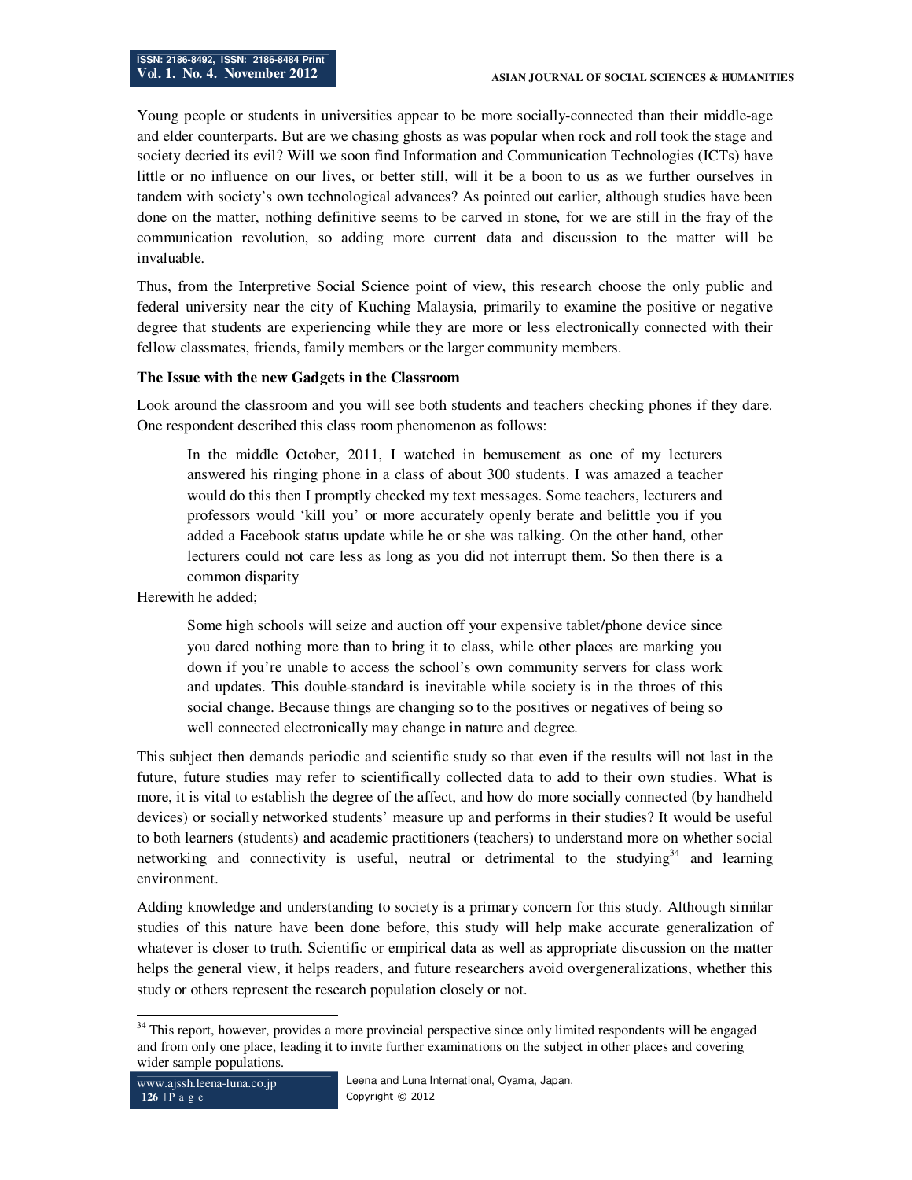Young people or students in universities appear to be more socially-connected than their middle-age and elder counterparts. But are we chasing ghosts as was popular when rock and roll took the stage and society decried its evil? Will we soon find Information and Communication Technologies (ICTs) have little or no influence on our lives, or better still, will it be a boon to us as we further ourselves in tandem with society's own technological advances? As pointed out earlier, although studies have been done on the matter, nothing definitive seems to be carved in stone, for we are still in the fray of the communication revolution, so adding more current data and discussion to the matter will be invaluable.

Thus, from the Interpretive Social Science point of view, this research choose the only public and federal university near the city of Kuching Malaysia, primarily to examine the positive or negative degree that students are experiencing while they are more or less electronically connected with their fellow classmates, friends, family members or the larger community members.

**The Issue with the new Gadgets in the Classroom**

Look around the classroom and you will see both students and teachers checking phones if they dare. One respondent described this class room phenomenon as follows:

> In the middle October, 2011, I watched in bemusement as one of my lecturers answered his ringing phone in a class of about 300 students. I was amazed a teacher would do this then I promptly checked my text messages. Some teachers, lecturers and professors would 'kill you' or more accurately openly berate and belittle you if you added a Facebook status update while he or she was talking. On the other hand, other lecturers could not care less as long as you did not interrupt them. So then there is a common disparity

Herewith he added;

> Some high schools will seize and auction off your expensive tablet/phone device since you dared nothing more than to bring it to class, while other places are marking you down if you're unable to access the school's own community servers for class work and updates. This double-standard is inevitable while society is in the throes of this social change. Because things are changing so to the positives or negatives of being so well connected electronically may change in nature and degree.

This subject then demands periodic and scientific study so that even if the results will not last in the future, future studies may refer to scientifically collected data to add to their own studies. What is more, it is vital to establish the degree of the affect, and how do more socially connected (by handheld devices) or socially networked students' measure up and performs in their studies? It would be useful to both learners (students) and academic practitioners (teachers) to understand more on whether social networking and connectivity is useful, neutral or detrimental to the studying[34] and learning environment.

Adding knowledge and understanding to society is a primary concern for this study. Although similar studies of this nature have been done before, this study will help make accurate generalization of whatever is closer to truth. Scientific or empirical data as well as appropriate discussion on the matter helps the general view, it helps readers, and future researchers avoid overgeneralizations, whether this study or others represent the research population closely or not.

---

[34] This report, however, provides a more provincial perspective since only limited respondents will be engaged and from only one place, leading it to invite further examinations on the subject in other places and covering wider sample populations.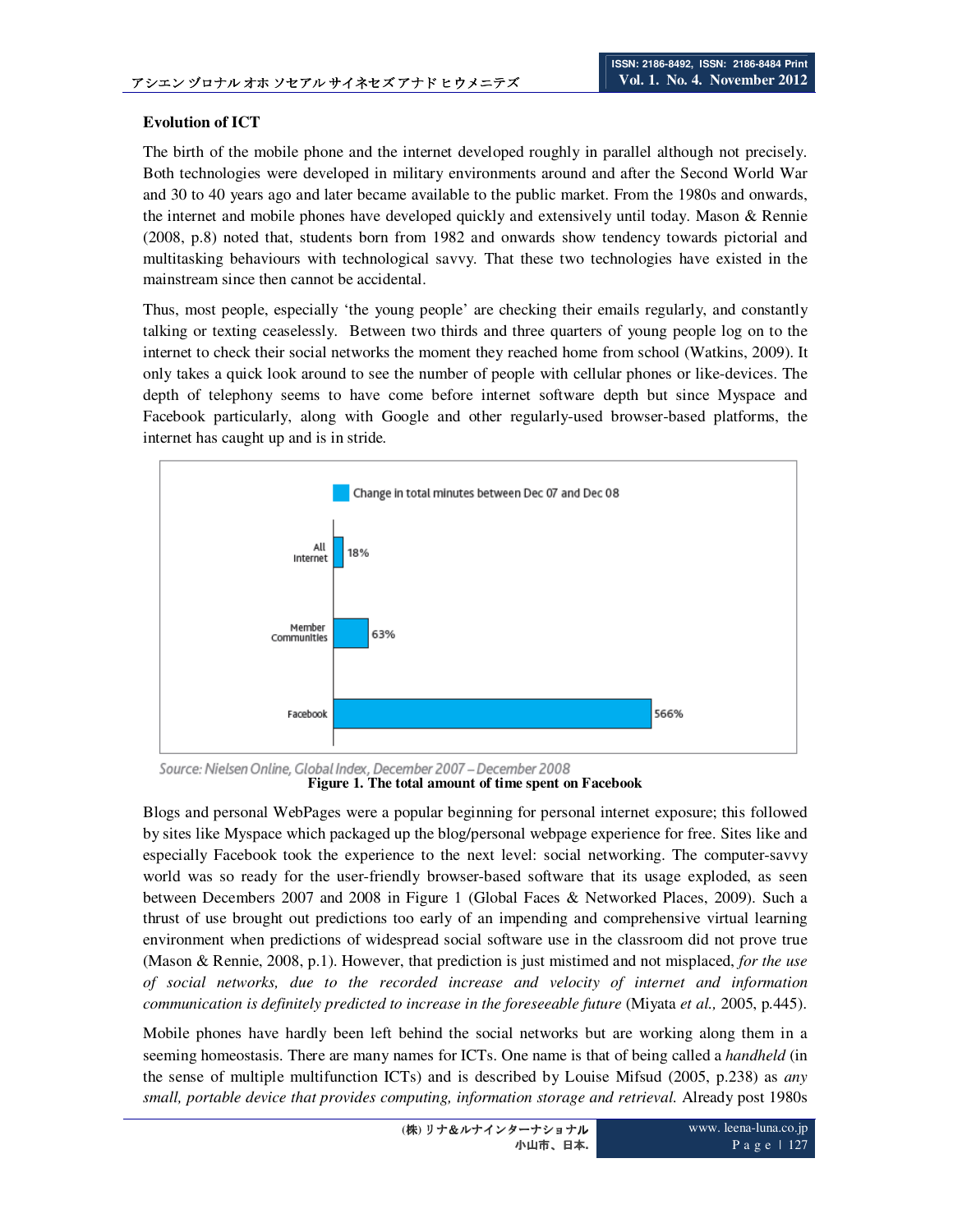**Evolution of ICT**

The birth of the mobile phone and the internet developed roughly in parallel although not precisely. Both technologies were developed in military environments around and after the Second World War and 30 to 40 years ago and later became available to the public market. From the 1980s and onwards, the internet and mobile phones have developed quickly and extensively until today. Mason & Rennie (2008, p.8) noted that, students born from 1982 and onwards show tendency towards pictorial and multitasking behaviours with technological savvy. That these two technologies have existed in the mainstream since then cannot be accidental.

Thus, most people, especially 'the young people' are checking their emails regularly, and constantly talking or texting ceaselessly. Between two thirds and three quarters of young people log on to the internet to check their social networks the moment they reached home from school (Watkins, 2009). It only takes a quick look around to see the number of people with cellular phones or like-devices. The depth of telephony seems to have come before internet software depth but since Myspace and Facebook particularly, along with Google and other regularly-used browser-based platforms, the internet has caught up and is in stride.

Change in total minutes between Dec 07 and Dec 08

All Internet 18%

Member Communities 63%

Facebook 566%

Source: Nielsen Online, Global Index, December 2007 – December 2008

**Figure 1. The total amount of time spent on Facebook**

Blogs and personal WebPages were a popular beginning for personal internet exposure; this followed by sites like Myspace which packaged up the blog/personal webpage experience for free. Sites like and especially Facebook took the experience to the next level: social networking. The computer-savvy world was so ready for the user-friendly browser-based software that its usage exploded, as seen between Decembers 2007 and 2008 in Figure 1 (Global Faces & Networked Places, 2009). Such a thrust of use brought out predictions too early of an impending and comprehensive virtual learning environment when predictions of widespread social software use in the classroom did not prove true (Mason & Rennie, 2008, p.1). However, that prediction is just mistimed and not misplaced, *for the use of social networks, due to the recorded increase and velocity of internet and information communication is definitely predicted to increase in the foreseeable future* (Miyata *et al.,* 2005, p.445).

Mobile phones have hardly been left behind the social networks but are working along them in a seeming homeostasis. There are many names for ICTs. One name is that of being called a *handheld* (in the sense of multiple multifunction ICTs) and is described by Louise Mifsud (2005, p.238) as *any small, portable device that provides computing, information storage and retrieval.* Already post 1980s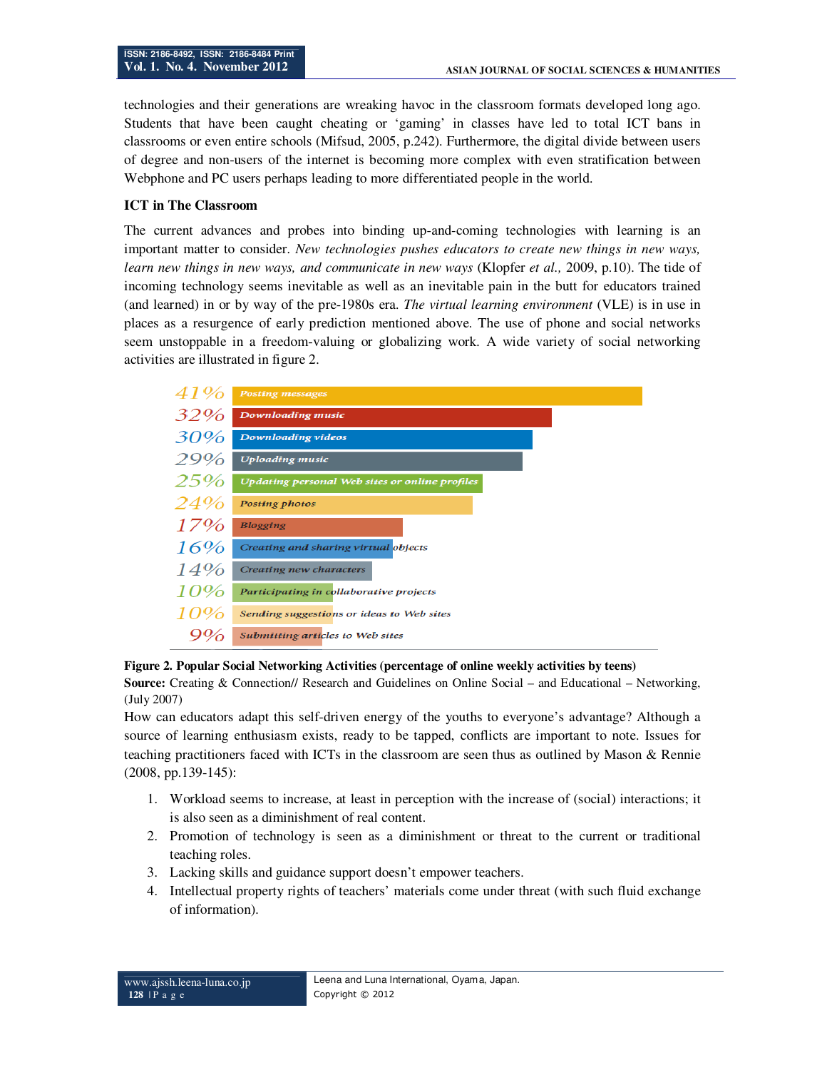technologies and their generations are wreaking havoc in the classroom formats developed long ago. Students that have been caught cheating or 'gaming' in classes have led to total ICT bans in classrooms or even entire schools (Mifsud, 2005, p.242). Furthermore, the digital divide between users of degree and non-users of the internet is becoming more complex with even stratification between Webphone and PC users perhaps leading to more differentiated people in the world.

## ICT in The Classroom

The current advances and probes into binding up-and-coming technologies with learning is an important matter to consider. *New technologies pushes educators to create new things in new ways, learn new things in new ways, and communicate in new ways* (Klopfer *et al.,* 2009, p.10). The tide of incoming technology seems inevitable as well as an inevitable pain in the butt for educators trained (and learned) in or by way of the pre-1980s era. *The virtual learning environment* (VLE) is in use in places as a resurgence of early prediction mentioned above. The use of phone and social networks seem unstoppable in a freedom-valuing or globalizing work. A wide variety of social networking activities are illustrated in figure 2.

41% Posting messages
32% Downloading music
30% Downloading videos
29% Uploading music
25% Updating personal Web sites or online profiles
24% Posting photos
17% Blogging
16% Creating and sharing virtual objects
14% Creating new characters
10% Participating in collaborative projects
10% Sending suggestions or ideas to Web sites
9% Submitting articles to Web sites

**Figure 2. Popular Social Networking Activities (percentage of online weekly activities by teens)**
**Source:** Creating & Connection// Research and Guidelines on Online Social – and Educational – Networking, (July 2007)

How can educators adapt this self-driven energy of the youths to everyone's advantage? Although a source of learning enthusiasm exists, ready to be tapped, conflicts are important to note. Issues for teaching practitioners faced with ICTs in the classroom are seen thus as outlined by Mason & Rennie (2008, pp.139-145):

1. Workload seems to increase, at least in perception with the increase of (social) interactions; it is also seen as a diminishment of real content.
2. Promotion of technology is seen as a diminishment or threat to the current or traditional teaching roles.
3. Lacking skills and guidance support doesn't empower teachers.
4. Intellectual property rights of teachers' materials come under threat (with such fluid exchange of information).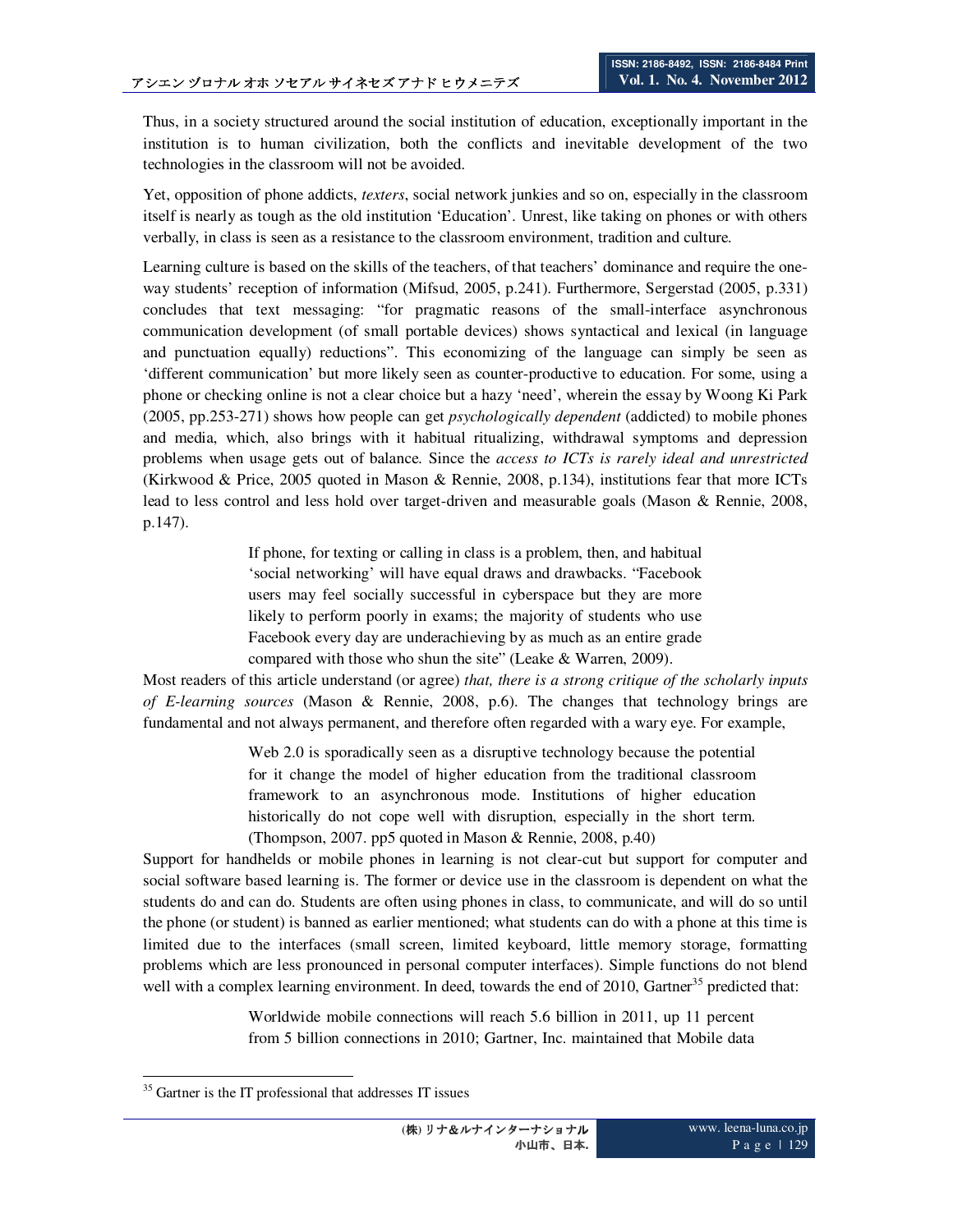Thus, in a society structured around the social institution of education, exceptionally important in the institution is to human civilization, both the conflicts and inevitable development of the two technologies in the classroom will not be avoided.

Yet, opposition of phone addicts, *texters*, social network junkies and so on, especially in the classroom itself is nearly as tough as the old institution 'Education'. Unrest, like taking on phones or with others verbally, in class is seen as a resistance to the classroom environment, tradition and culture.

Learning culture is based on the skills of the teachers, of that teachers' dominance and require the one-way students' reception of information (Mifsud, 2005, p.241). Furthermore, Sergerstad (2005, p.331) concludes that text messaging: "for pragmatic reasons of the small-interface asynchronous communication development (of small portable devices) shows syntactical and lexical (in language and punctuation equally) reductions". This economizing of the language can simply be seen as 'different communication' but more likely seen as counter-productive to education. For some, using a phone or checking online is not a clear choice but a hazy 'need', wherein the essay by Woong Ki Park (2005, pp.253-271) shows how people can get *psychologically dependent* (addicted) to mobile phones and media, which, also brings with it habitual ritualizing, withdrawal symptoms and depression problems when usage gets out of balance. Since the *access to ICTs is rarely ideal and unrestricted* (Kirkwood & Price, 2005 quoted in Mason & Rennie, 2008, p.134), institutions fear that more ICTs lead to less control and less hold over target-driven and measurable goals (Mason & Rennie, 2008, p.147).

> If phone, for texting or calling in class is a problem, then, and habitual 'social networking' will have equal draws and drawbacks. "Facebook users may feel socially successful in cyberspace but they are more likely to perform poorly in exams; the majority of students who use Facebook every day are underachieving by as much as an entire grade compared with those who shun the site" (Leake & Warren, 2009).

Most readers of this article understand (or agree) *that, there is a strong critique of the scholarly inputs of E-learning sources* (Mason & Rennie, 2008, p.6). The changes that technology brings are fundamental and not always permanent, and therefore often regarded with a wary eye. For example,

> Web 2.0 is sporadically seen as a disruptive technology because the potential for it change the model of higher education from the traditional classroom framework to an asynchronous mode. Institutions of higher education historically do not cope well with disruption, especially in the short term. (Thompson, 2007. pp5 quoted in Mason & Rennie, 2008, p.40)

Support for handhelds or mobile phones in learning is not clear-cut but support for computer and social software based learning is. The former or device use in the classroom is dependent on what the students do and can do. Students are often using phones in class, to communicate, and will do so until the phone (or student) is banned as earlier mentioned; what students can do with a phone at this time is limited due to the interfaces (small screen, limited keyboard, little memory storage, formatting problems which are less pronounced in personal computer interfaces). Simple functions do not blend well with a complex learning environment. In deed, towards the end of 2010, Gartner[35] predicted that:

> Worldwide mobile connections will reach 5.6 billion in 2011, up 11 percent from 5 billion connections in 2010; Gartner, Inc. maintained that Mobile data

[35] Gartner is the IT professional that addresses IT issues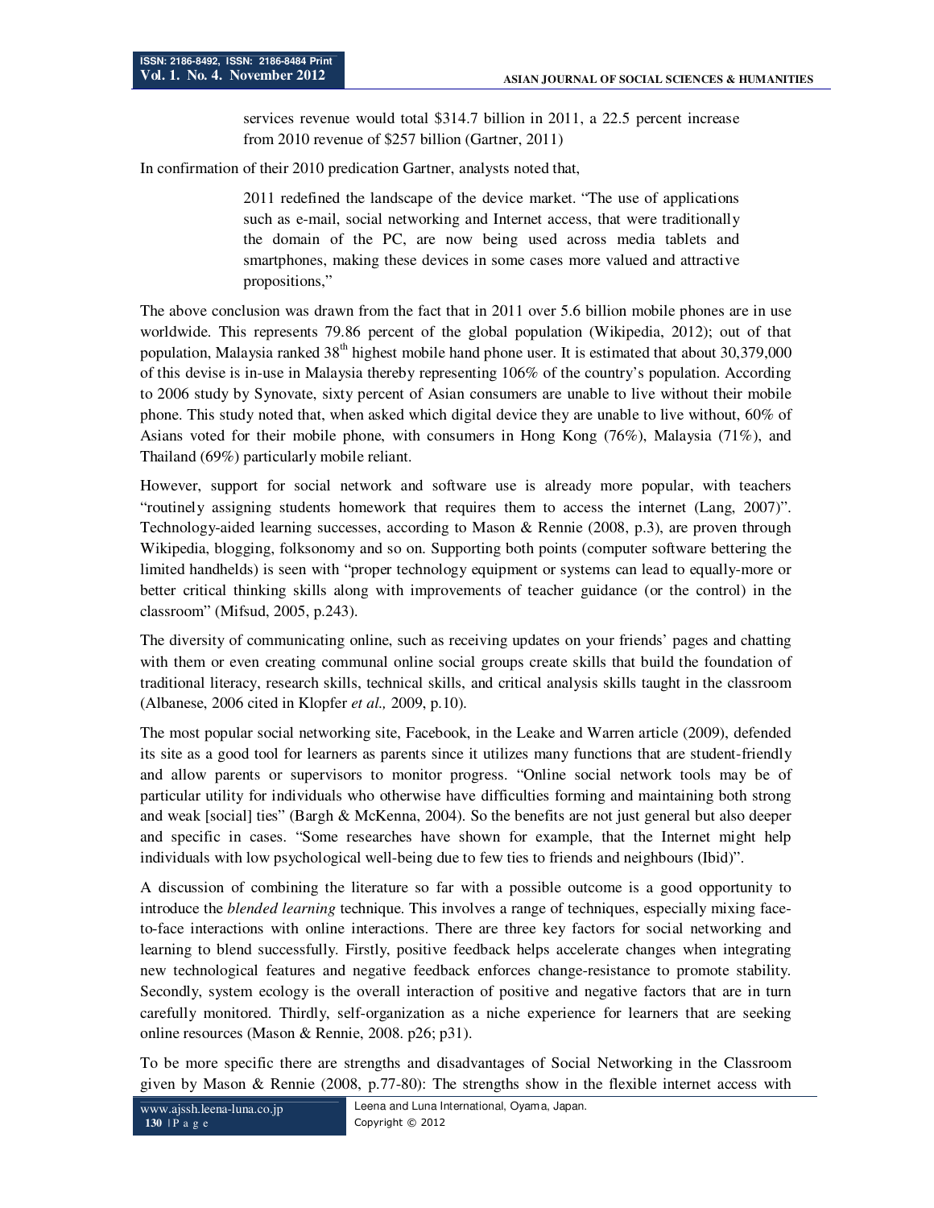> services revenue would total $314.7 billion in 2011, a 22.5 percent increase from 2010 revenue of $257 billion (Gartner, 2011)

In confirmation of their 2010 predication Gartner, analysts noted that,

> 2011 redefined the landscape of the device market. "The use of applications such as e-mail, social networking and Internet access, that were traditionally the domain of the PC, are now being used across media tablets and smartphones, making these devices in some cases more valued and attractive propositions,"

The above conclusion was drawn from the fact that in 2011 over 5.6 billion mobile phones are in use worldwide. This represents 79.86 percent of the global population (Wikipedia, 2012); out of that population, Malaysia ranked 38th highest mobile hand phone user. It is estimated that about 30,379,000 of this devise is in-use in Malaysia thereby representing 106% of the country's population. According to 2006 study by Synovate, sixty percent of Asian consumers are unable to live without their mobile phone. This study noted that, when asked which digital device they are unable to live without, 60% of Asians voted for their mobile phone, with consumers in Hong Kong (76%), Malaysia (71%), and Thailand (69%) particularly mobile reliant.

However, support for social network and software use is already more popular, with teachers "routinely assigning students homework that requires them to access the internet (Lang, 2007)". Technology-aided learning successes, according to Mason & Rennie (2008, p.3), are proven through Wikipedia, blogging, folksonomy and so on. Supporting both points (computer software bettering the limited handhelds) is seen with "proper technology equipment or systems can lead to equally-more or better critical thinking skills along with improvements of teacher guidance (or the control) in the classroom" (Mifsud, 2005, p.243).

The diversity of communicating online, such as receiving updates on your friends' pages and chatting with them or even creating communal online social groups create skills that build the foundation of traditional literacy, research skills, technical skills, and critical analysis skills taught in the classroom (Albanese, 2006 cited in Klopfer *et al.,* 2009, p.10).

The most popular social networking site, Facebook, in the Leake and Warren article (2009), defended its site as a good tool for learners as parents since it utilizes many functions that are student-friendly and allow parents or supervisors to monitor progress. "Online social network tools may be of particular utility for individuals who otherwise have difficulties forming and maintaining both strong and weak [social] ties" (Bargh & McKenna, 2004). So the benefits are not just general but also deeper and specific in cases. "Some researches have shown for example, that the Internet might help individuals with low psychological well-being due to few ties to friends and neighbours (Ibid)".

A discussion of combining the literature so far with a possible outcome is a good opportunity to introduce the *blended learning* technique. This involves a range of techniques, especially mixing face-to-face interactions with online interactions. There are three key factors for social networking and learning to blend successfully. Firstly, positive feedback helps accelerate changes when integrating new technological features and negative feedback enforces change-resistance to promote stability. Secondly, system ecology is the overall interaction of positive and negative factors that are in turn carefully monitored. Thirdly, self-organization as a niche experience for learners that are seeking online resources (Mason & Rennie, 2008. p26; p31).

To be more specific there are strengths and disadvantages of Social Networking in the Classroom given by Mason & Rennie (2008, p.77-80): The strengths show in the flexible internet access with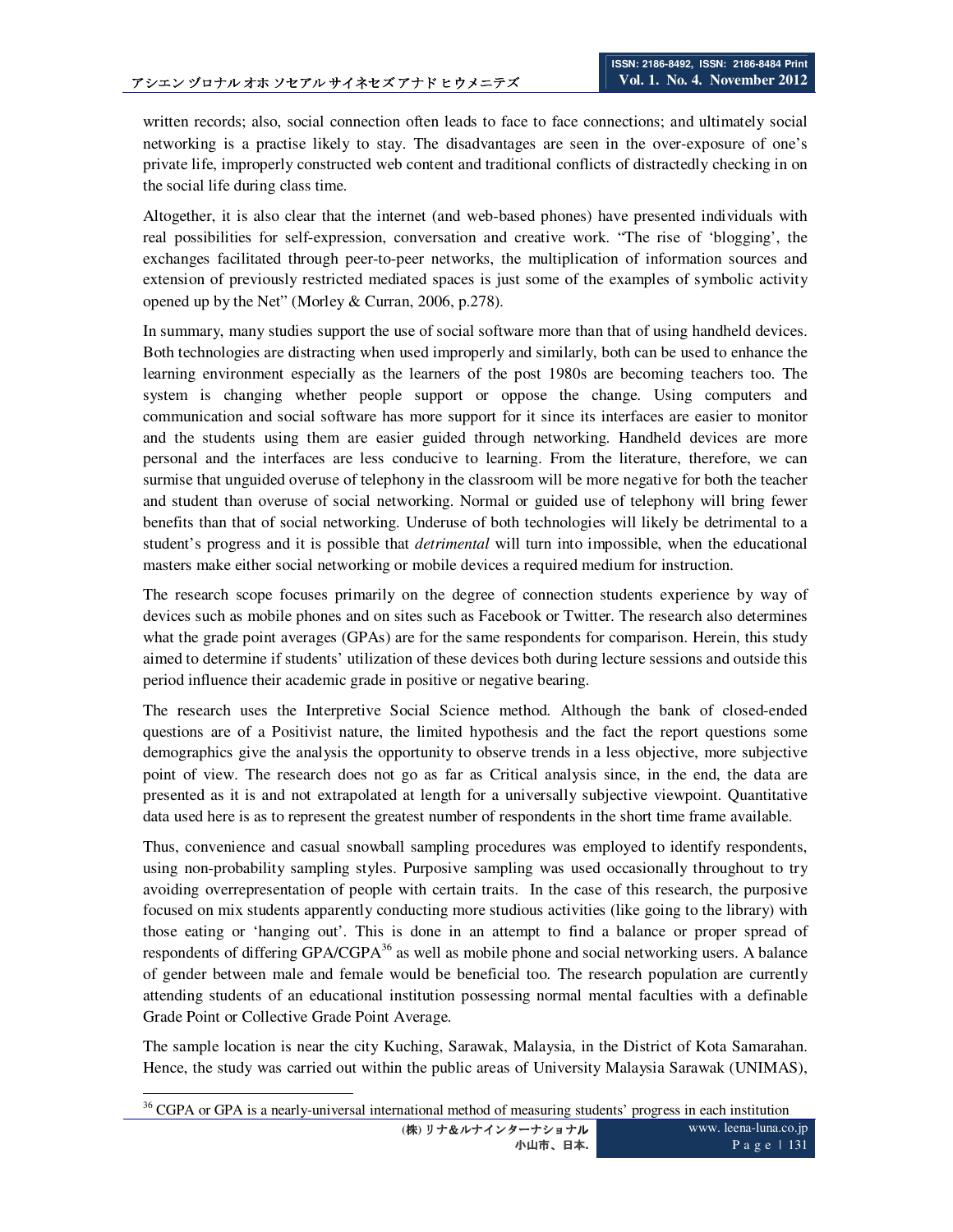written records; also, social connection often leads to face to face connections; and ultimately social networking is a practise likely to stay. The disadvantages are seen in the over-exposure of one's private life, improperly constructed web content and traditional conflicts of distractedly checking in on the social life during class time.

Altogether, it is also clear that the internet (and web-based phones) have presented individuals with real possibilities for self-expression, conversation and creative work. "The rise of 'blogging', the exchanges facilitated through peer-to-peer networks, the multiplication of information sources and extension of previously restricted mediated spaces is just some of the examples of symbolic activity opened up by the Net" (Morley & Curran, 2006, p.278).

In summary, many studies support the use of social software more than that of using handheld devices. Both technologies are distracting when used improperly and similarly, both can be used to enhance the learning environment especially as the learners of the post 1980s are becoming teachers too. The system is changing whether people support or oppose the change. Using computers and communication and social software has more support for it since its interfaces are easier to monitor and the students using them are easier guided through networking. Handheld devices are more personal and the interfaces are less conducive to learning. From the literature, therefore, we can surmise that unguided overuse of telephony in the classroom will be more negative for both the teacher and student than overuse of social networking. Normal or guided use of telephony will bring fewer benefits than that of social networking. Underuse of both technologies will likely be detrimental to a student's progress and it is possible that *detrimental* will turn into impossible, when the educational masters make either social networking or mobile devices a required medium for instruction.

The research scope focuses primarily on the degree of connection students experience by way of devices such as mobile phones and on sites such as Facebook or Twitter. The research also determines what the grade point averages (GPAs) are for the same respondents for comparison. Herein, this study aimed to determine if students' utilization of these devices both during lecture sessions and outside this period influence their academic grade in positive or negative bearing.

The research uses the Interpretive Social Science method. Although the bank of closed-ended questions are of a Positivist nature, the limited hypothesis and the fact the report questions some demographics give the analysis the opportunity to observe trends in a less objective, more subjective point of view. The research does not go as far as Critical analysis since, in the end, the data are presented as it is and not extrapolated at length for a universally subjective viewpoint. Quantitative data used here is as to represent the greatest number of respondents in the short time frame available.

Thus, convenience and casual snowball sampling procedures was employed to identify respondents, using non-probability sampling styles. Purposive sampling was used occasionally throughout to try avoiding overrepresentation of people with certain traits. In the case of this research, the purposive focused on mix students apparently conducting more studious activities (like going to the library) with those eating or 'hanging out'. This is done in an attempt to find a balance or proper spread of respondents of differing GPA/CGPA[36] as well as mobile phone and social networking users. A balance of gender between male and female would be beneficial too. The research population are currently attending students of an educational institution possessing normal mental faculties with a definable Grade Point or Collective Grade Point Average.

The sample location is near the city Kuching, Sarawak, Malaysia, in the District of Kota Samarahan. Hence, the study was carried out within the public areas of University Malaysia Sarawak (UNIMAS),

[36] CGPA or GPA is a nearly-universal international method of measuring students' progress in each institution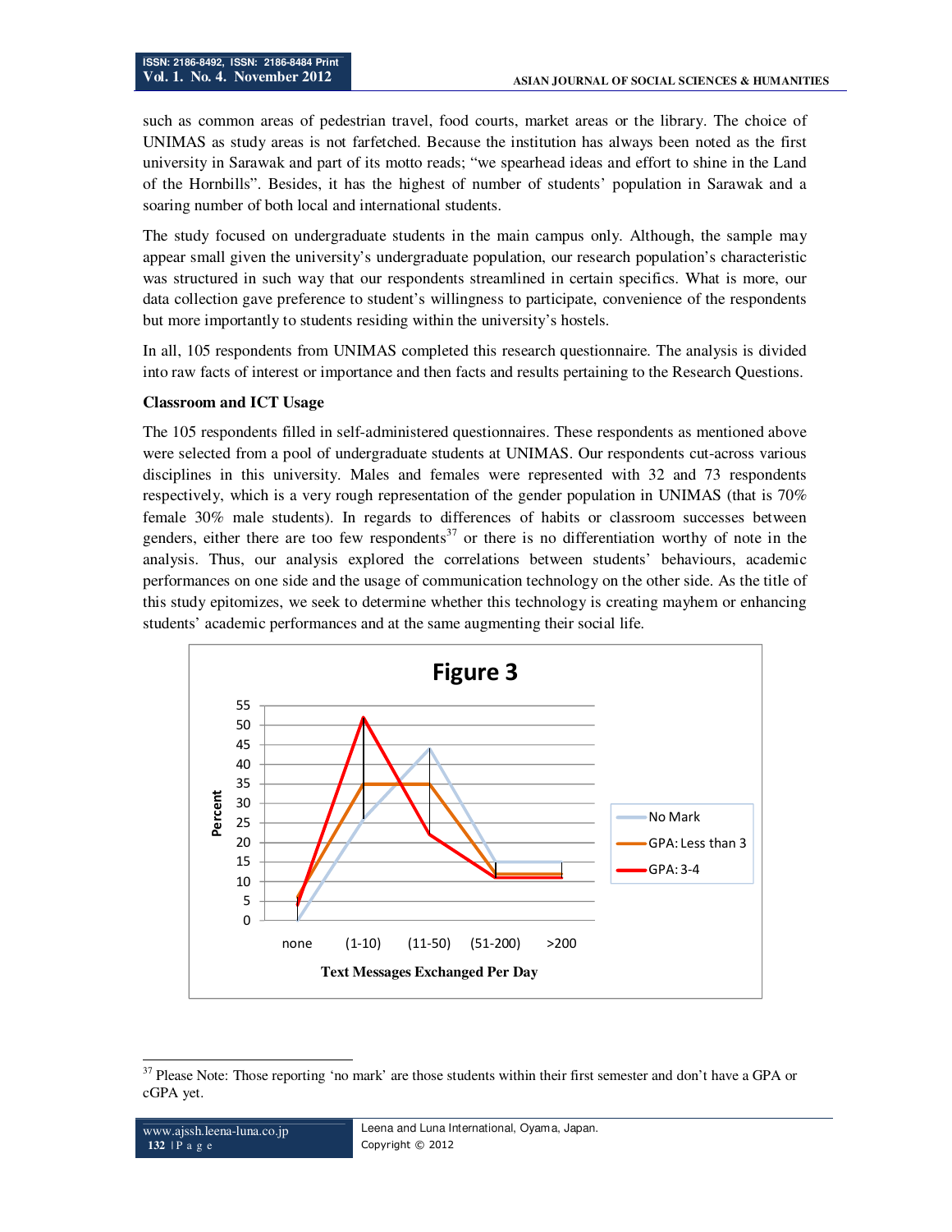such as common areas of pedestrian travel, food courts, market areas or the library. The choice of UNIMAS as study areas is not farfetched. Because the institution has always been noted as the first university in Sarawak and part of its motto reads; "we spearhead ideas and effort to shine in the Land of the Hornbills". Besides, it has the highest of number of students' population in Sarawak and a soaring number of both local and international students.

The study focused on undergraduate students in the main campus only. Although, the sample may appear small given the university's undergraduate population, our research population's characteristic was structured in such way that our respondents streamlined in certain specifics. What is more, our data collection gave preference to student's willingness to participate, convenience of the respondents but more importantly to students residing within the university's hostels.

In all, 105 respondents from UNIMAS completed this research questionnaire. The analysis is divided into raw facts of interest or importance and then facts and results pertaining to the Research Questions.

**Classroom and ICT Usage**

The 105 respondents filled in self-administered questionnaires. These respondents as mentioned above were selected from a pool of undergraduate students at UNIMAS. Our respondents cut-across various disciplines in this university. Males and females were represented with 32 and 73 respondents respectively, which is a very rough representation of the gender population in UNIMAS (that is 70% female 30% male students). In regards to differences of habits or classroom successes between genders, either there are too few respondents[37] or there is no differentiation worthy of note in the analysis. Thus, our analysis explored the correlations between students' behaviours, academic performances on one side and the usage of communication technology on the other side. As the title of this study epitomizes, we seek to determine whether this technology is creating mayhem or enhancing students' academic performances and at the same augmenting their social life.

Figure 3

Percent

55
50
45
40
35
30
25
20
15
10
5
0

none
(1-10)
(11-50)
(51-200)
>200

Text Messages Exchanged Per Day

No Mark
GPA: Less than 3
GPA: 3-4

[37] Please Note: Those reporting 'no mark' are those students within their first semester and don't have a GPA or cGPA yet.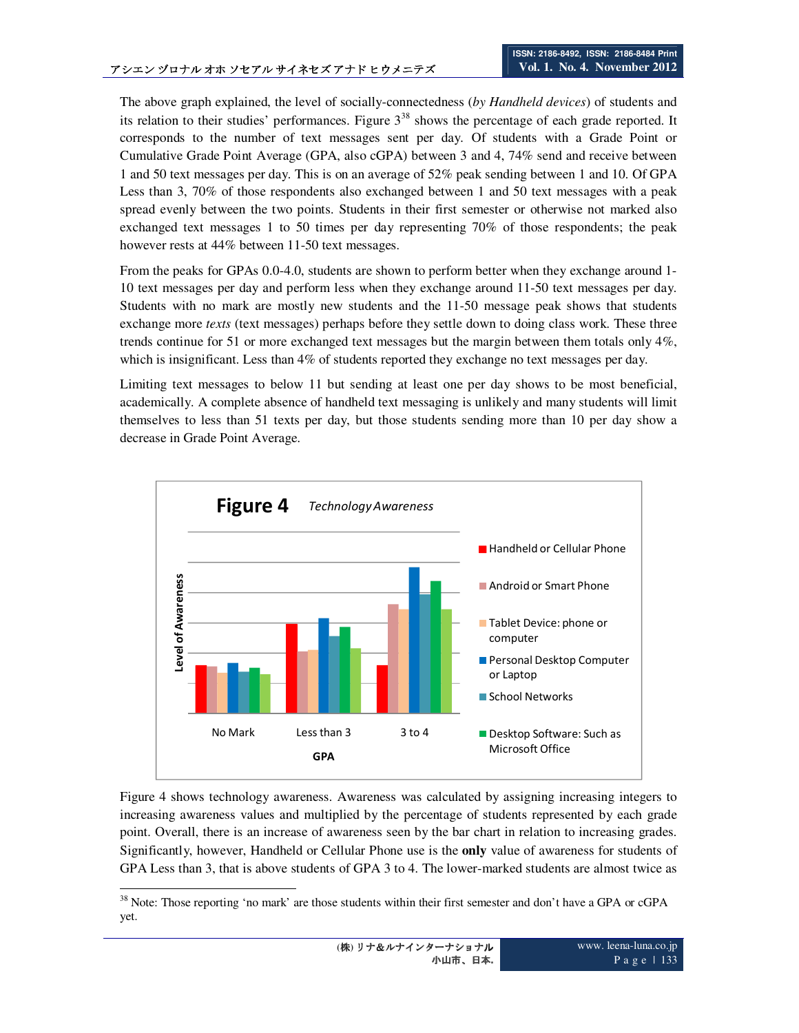The above graph explained, the level of socially-connectedness (*by Handheld devices*) of students and its relation to their studies' performances. Figure 3[38] shows the percentage of each grade reported. It corresponds to the number of text messages sent per day. Of students with a Grade Point or Cumulative Grade Point Average (GPA, also cGPA) between 3 and 4, 74% send and receive between 1 and 50 text messages per day. This is on an average of 52% peak sending between 1 and 10. Of GPA Less than 3, 70% of those respondents also exchanged between 1 and 50 text messages with a peak spread evenly between the two points. Students in their first semester or otherwise not marked also exchanged text messages 1 to 50 times per day representing 70% of those respondents; the peak however rests at 44% between 11-50 text messages.

From the peaks for GPAs 0.0-4.0, students are shown to perform better when they exchange around 1-10 text messages per day and perform less when they exchange around 11-50 text messages per day. Students with no mark are mostly new students and the 11-50 message peak shows that students exchange more *texts* (text messages) perhaps before they settle down to doing class work. These three trends continue for 51 or more exchanged text messages but the margin between them totals only 4%, which is insignificant. Less than 4% of students reported they exchange no text messages per day.

Limiting text messages to below 11 but sending at least one per day shows to be most beneficial, academically. A complete absence of handheld text messaging is unlikely and many students will limit themselves to less than 51 texts per day, but those students sending more than 10 per day show a decrease in Grade Point Average.

**Figure 4** *Technology Awareness*

Level of Awareness

No Mark
Less than 3
3 to 4

GPA

Handheld or Cellular Phone
Android or Smart Phone
Tablet Device: phone or computer
Personal Desktop Computer or Laptop
School Networks
Desktop Software: Such as Microsoft Office

Figure 4 shows technology awareness. Awareness was calculated by assigning increasing integers to increasing awareness values and multiplied by the percentage of students represented by each grade point. Overall, there is an increase of awareness seen by the bar chart in relation to increasing grades. Significantly, however, Handheld or Cellular Phone use is the **only** value of awareness for students of GPA Less than 3, that is above students of GPA 3 to 4. The lower-marked students are almost twice as

[38] Note: Those reporting 'no mark' are those students within their first semester and don't have a GPA or cGPA yet.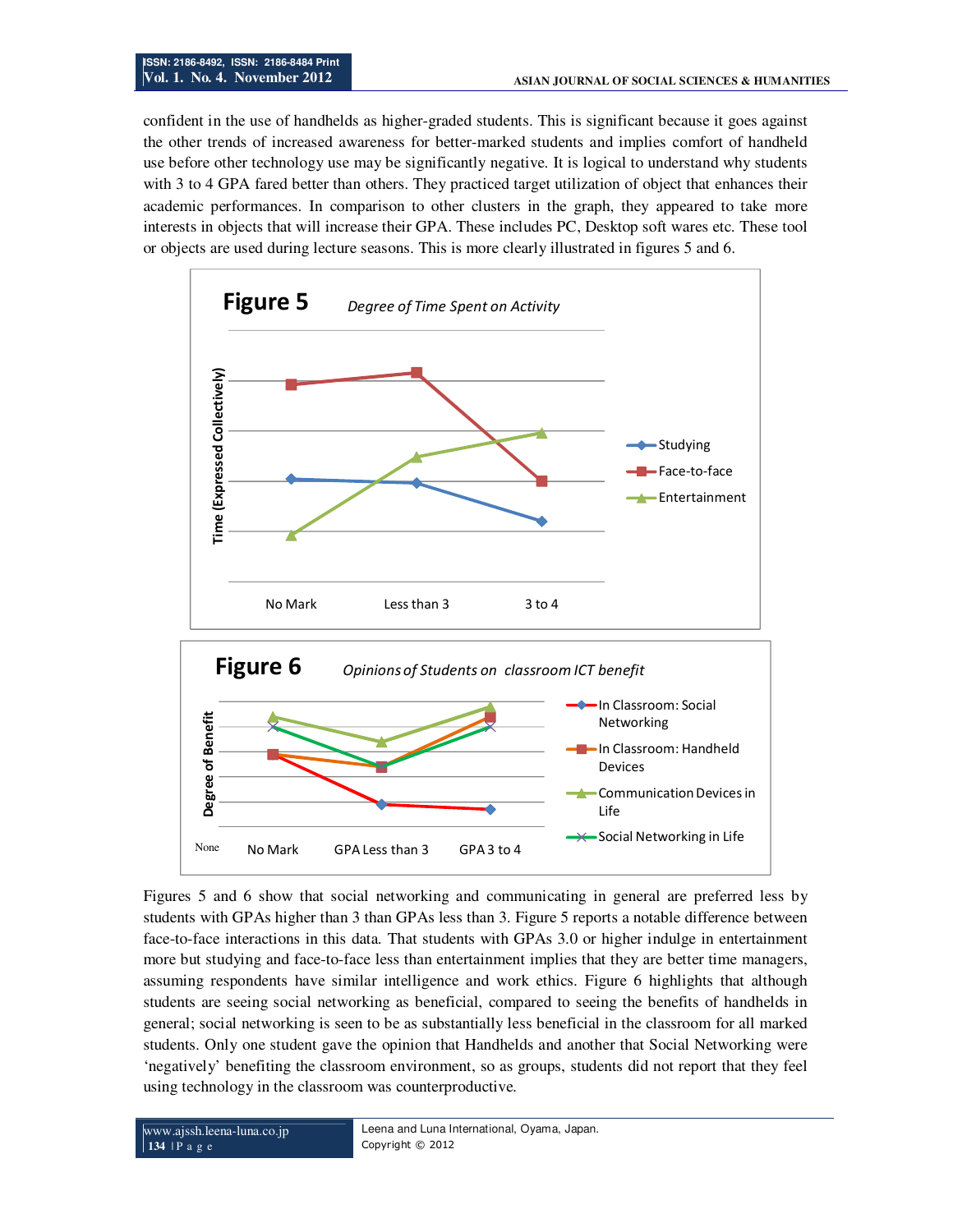confident in the use of handhelds as higher-graded students. This is significant because it goes against the other trends of increased awareness for better-marked students and implies comfort of handheld use before other technology use may be significantly negative. It is logical to understand why students with 3 to 4 GPA fared better than others. They practiced target utilization of object that enhances their academic performances. In comparison to other clusters in the graph, they appeared to take more interests in objects that will increase their GPA. These includes PC, Desktop soft wares etc. These tool or objects are used during lecture seasons. This is more clearly illustrated in figures 5 and 6.

**Figure 5** *Degree of Time Spent on Activity*

Time (Expressed Collectively)

No Mark
Less than 3
3 to 4

Studying
Face-to-face
Entertainment

**Figure 6** *Opinions of Students on classroom ICT benefit*

Degree of Benefit

None
No Mark
GPA Less than 3
GPA 3 to 4

In Classroom: Social Networking
In Classroom: Handheld Devices
Communication Devices in Life
Social Networking in Life

Figures 5 and 6 show that social networking and communicating in general are preferred less by students with GPAs higher than 3 than GPAs less than 3. Figure 5 reports a notable difference between face-to-face interactions in this data. That students with GPAs 3.0 or higher indulge in entertainment more but studying and face-to-face less than entertainment implies that they are better time managers, assuming respondents have similar intelligence and work ethics. Figure 6 highlights that although students are seeing social networking as beneficial, compared to seeing the benefits of handhelds in general; social networking is seen to be as substantially less beneficial in the classroom for all marked students. Only one student gave the opinion that Handhelds and another that Social Networking were 'negatively' benefiting the classroom environment, so as groups, students did not report that they feel using technology in the classroom was counterproductive.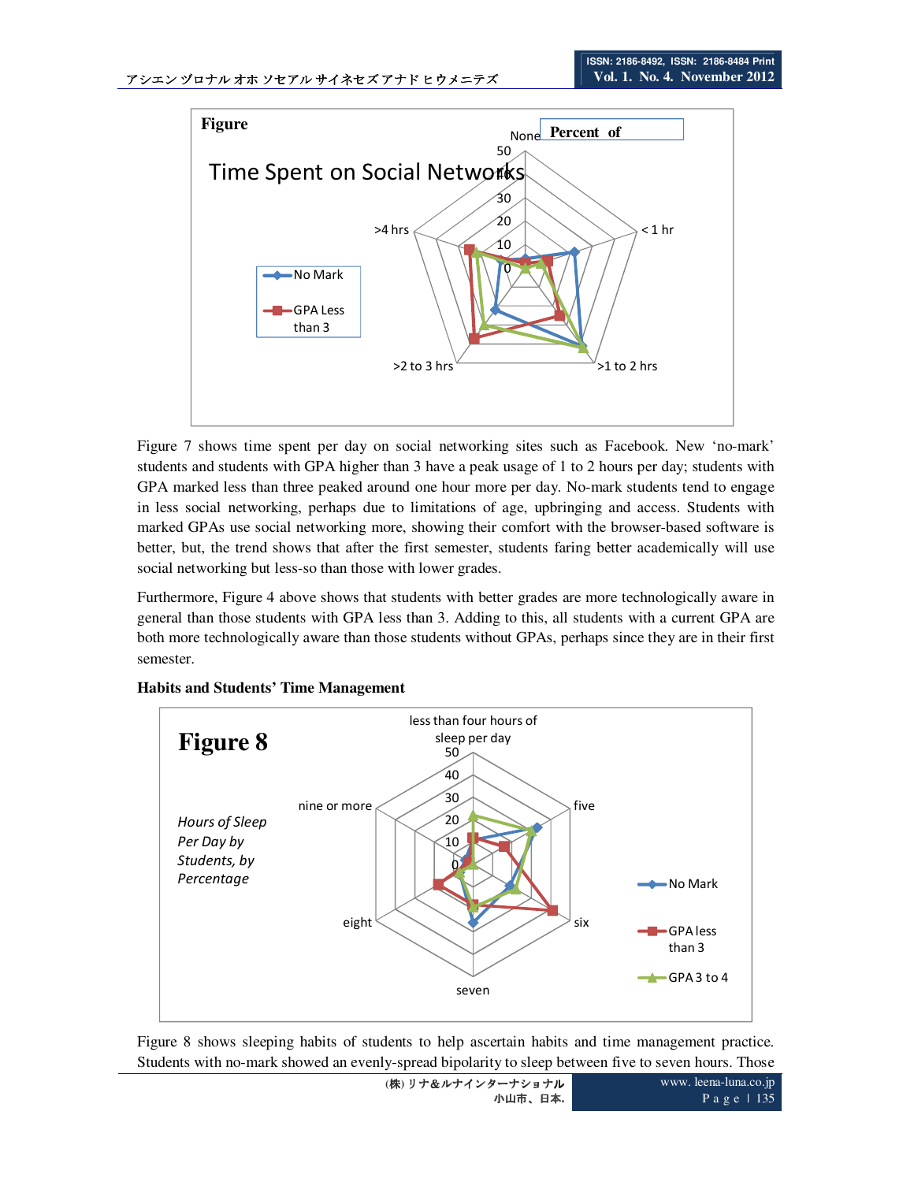Figure

Percent of

Time Spent on Social Networks

None

50

40

30

20

10

0

< 1 hr

>1 to 2 hrs

>2 to 3 hrs

>4 hrs

No Mark

GPA Less than 3

Figure 7 shows time spent per day on social networking sites such as Facebook. New 'no-mark' students and students with GPA higher than 3 have a peak usage of 1 to 2 hours per day; students with GPA marked less than three peaked around one hour more per day. No-mark students tend to engage in less social networking, perhaps due to limitations of age, upbringing and access. Students with marked GPAs use social networking more, showing their comfort with the browser-based software is better, but, the trend shows that after the first semester, students faring better academically will use social networking but less-so than those with lower grades.

Furthermore, Figure 4 above shows that students with better grades are more technologically aware in general than those students with GPA less than 3. Adding to this, all students with a current GPA are both more technologically aware than those students without GPAs, perhaps since they are in their first semester.

**Habits and Students' Time Management**

**Figure 8**

*Hours of Sleep Per Day by Students, by Percentage*

less than four hours of sleep per day

50

40

30

20

10

0

five

six

seven

eight

nine or more

No Mark

GPA less than 3

GPA 3 to 4

Figure 8 shows sleeping habits of students to help ascertain habits and time management practice. Students with no-mark showed an evenly-spread bipolarity to sleep between five to seven hours. Those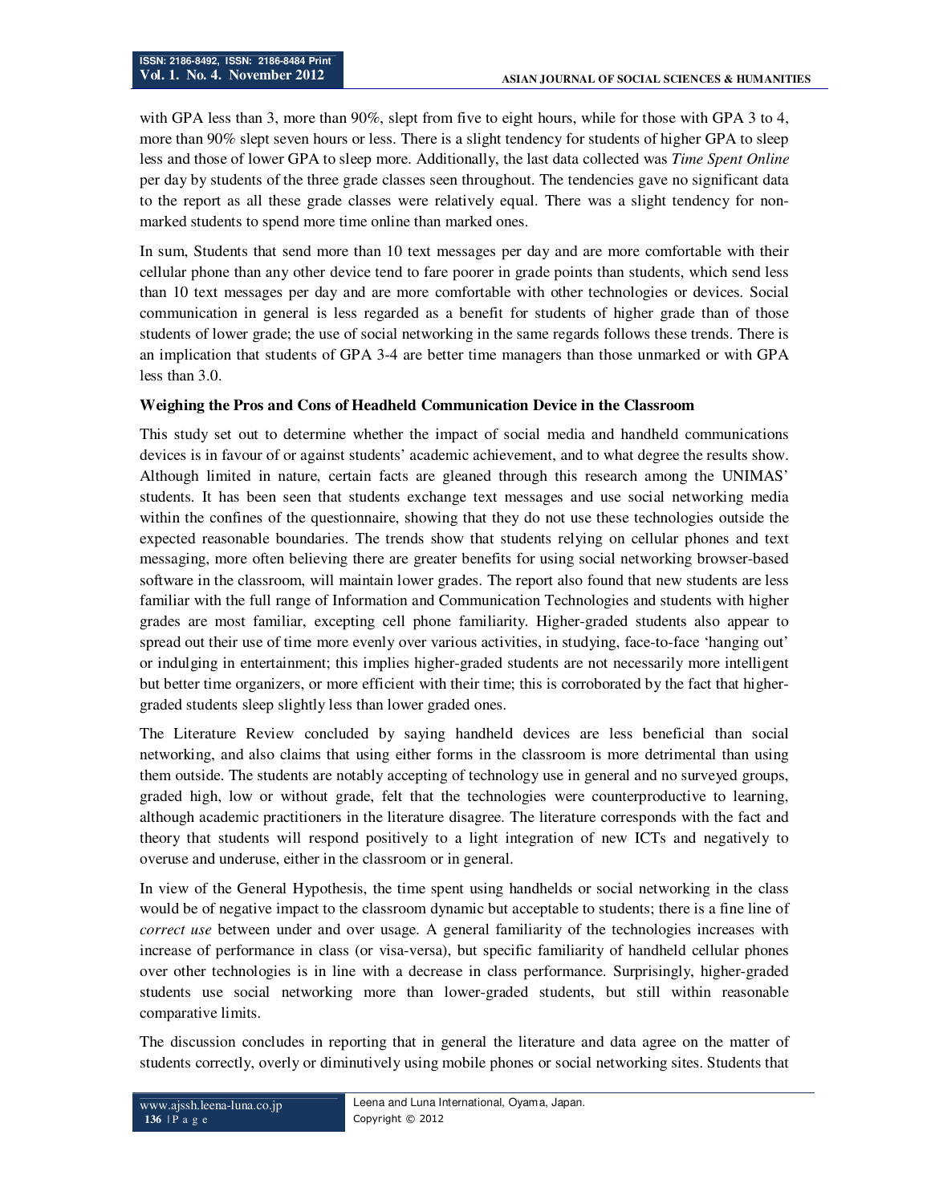with GPA less than 3, more than 90%, slept from five to eight hours, while for those with GPA 3 to 4, more than 90% slept seven hours or less. There is a slight tendency for students of higher GPA to sleep less and those of lower GPA to sleep more. Additionally, the last data collected was *Time Spent Online* per day by students of the three grade classes seen throughout. The tendencies gave no significant data to the report as all these grade classes were relatively equal. There was a slight tendency for non-marked students to spend more time online than marked ones.

In sum, Students that send more than 10 text messages per day and are more comfortable with their cellular phone than any other device tend to fare poorer in grade points than students, which send less than 10 text messages per day and are more comfortable with other technologies or devices. Social communication in general is less regarded as a benefit for students of higher grade than of those students of lower grade; the use of social networking in the same regards follows these trends. There is an implication that students of GPA 3-4 are better time managers than those unmarked or with GPA less than 3.0.

**Weighing the Pros and Cons of Headheld Communication Device in the Classroom**

This study set out to determine whether the impact of social media and handheld communications devices is in favour of or against students' academic achievement, and to what degree the results show. Although limited in nature, certain facts are gleaned through this research among the UNIMAS' students. It has been seen that students exchange text messages and use social networking media within the confines of the questionnaire, showing that they do not use these technologies outside the expected reasonable boundaries. The trends show that students relying on cellular phones and text messaging, more often believing there are greater benefits for using social networking browser-based software in the classroom, will maintain lower grades. The report also found that new students are less familiar with the full range of Information and Communication Technologies and students with higher grades are most familiar, excepting cell phone familiarity. Higher-graded students also appear to spread out their use of time more evenly over various activities, in studying, face-to-face 'hanging out' or indulging in entertainment; this implies higher-graded students are not necessarily more intelligent but better time organizers, or more efficient with their time; this is corroborated by the fact that higher-graded students sleep slightly less than lower graded ones.

The Literature Review concluded by saying handheld devices are less beneficial than social networking, and also claims that using either forms in the classroom is more detrimental than using them outside. The students are notably accepting of technology use in general and no surveyed groups, graded high, low or without grade, felt that the technologies were counterproductive to learning, although academic practitioners in the literature disagree. The literature corresponds with the fact and theory that students will respond positively to a light integration of new ICTs and negatively to overuse and underuse, either in the classroom or in general.

In view of the General Hypothesis, the time spent using handhelds or social networking in the class would be of negative impact to the classroom dynamic but acceptable to students; there is a fine line of *correct use* between under and over usage. A general familiarity of the technologies increases with increase of performance in class (or visa-versa), but specific familiarity of handheld cellular phones over other technologies is in line with a decrease in class performance. Surprisingly, higher-graded students use social networking more than lower-graded students, but still within reasonable comparative limits.

The discussion concludes in reporting that in general the literature and data agree on the matter of students correctly, overly or diminutively using mobile phones or social networking sites. Students that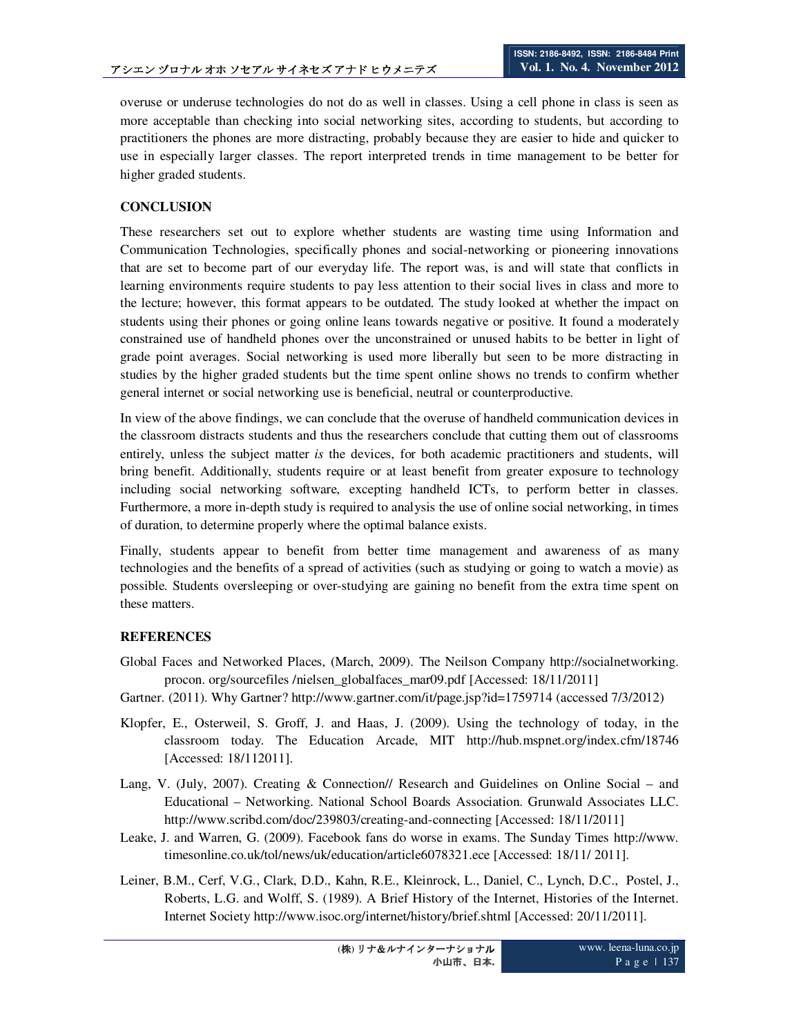overuse or underuse technologies do not do as well in classes. Using a cell phone in class is seen as more acceptable than checking into social networking sites, according to students, but according to practitioners the phones are more distracting, probably because they are easier to hide and quicker to use in especially larger classes. The report interpreted trends in time management to be better for higher graded students.

## CONCLUSION

These researchers set out to explore whether students are wasting time using Information and Communication Technologies, specifically phones and social-networking or pioneering innovations that are set to become part of our everyday life. The report was, is and will state that conflicts in learning environments require students to pay less attention to their social lives in class and more to the lecture; however, this format appears to be outdated. The study looked at whether the impact on students using their phones or going online leans towards negative or positive. It found a moderately constrained use of handheld phones over the unconstrained or unused habits to be better in light of grade point averages. Social networking is used more liberally but seen to be more distracting in studies by the higher graded students but the time spent online shows no trends to confirm whether general internet or social networking use is beneficial, neutral or counterproductive.

In view of the above findings, we can conclude that the overuse of handheld communication devices in the classroom distracts students and thus the researchers conclude that cutting them out of classrooms entirely, unless the subject matter *is* the devices, for both academic practitioners and students, will bring benefit. Additionally, students require or at least benefit from greater exposure to technology including social networking software, excepting handheld ICTs, to perform better in classes. Furthermore, a more in-depth study is required to analysis the use of online social networking, in times of duration, to determine properly where the optimal balance exists.

Finally, students appear to benefit from better time management and awareness of as many technologies and the benefits of a spread of activities (such as studying or going to watch a movie) as possible. Students oversleeping or over-studying are gaining no benefit from the extra time spent on these matters.

## REFERENCES

Global Faces and Networked Places, (March, 2009). The Neilson Company http://socialnetworking. procon. org/sourcefiles /nielsen_globalfaces_mar09.pdf [Accessed: 18/11/2011]

Gartner. (2011). Why Gartner? http://www.gartner.com/it/page.jsp?id=1759714 (accessed 7/3/2012)

Klopfer, E., Osterweil, S. Groff, J. and Haas, J. (2009). Using the technology of today, in the classroom today. The Education Arcade, MIT http://hub.mspnet.org/index.cfm/18746 [Accessed: 18/112011].

Lang, V. (July, 2007). Creating & Connection// Research and Guidelines on Online Social – and Educational – Networking. National School Boards Association. Grunwald Associates LLC. http://www.scribd.com/doc/239803/creating-and-connecting [Accessed: 18/11/2011]

Leake, J. and Warren, G. (2009). Facebook fans do worse in exams. The Sunday Times http://www. timesonline.co.uk/tol/news/uk/education/article6078321.ece [Accessed: 18/11/ 2011].

Leiner, B.M., Cerf, V.G., Clark, D.D., Kahn, R.E., Kleinrock, L., Daniel, C., Lynch, D.C., Postel, J., Roberts, L.G. and Wolff, S. (1989). A Brief History of the Internet, Histories of the Internet. Internet Society http://www.isoc.org/internet/history/brief.shtml [Accessed: 20/11/2011].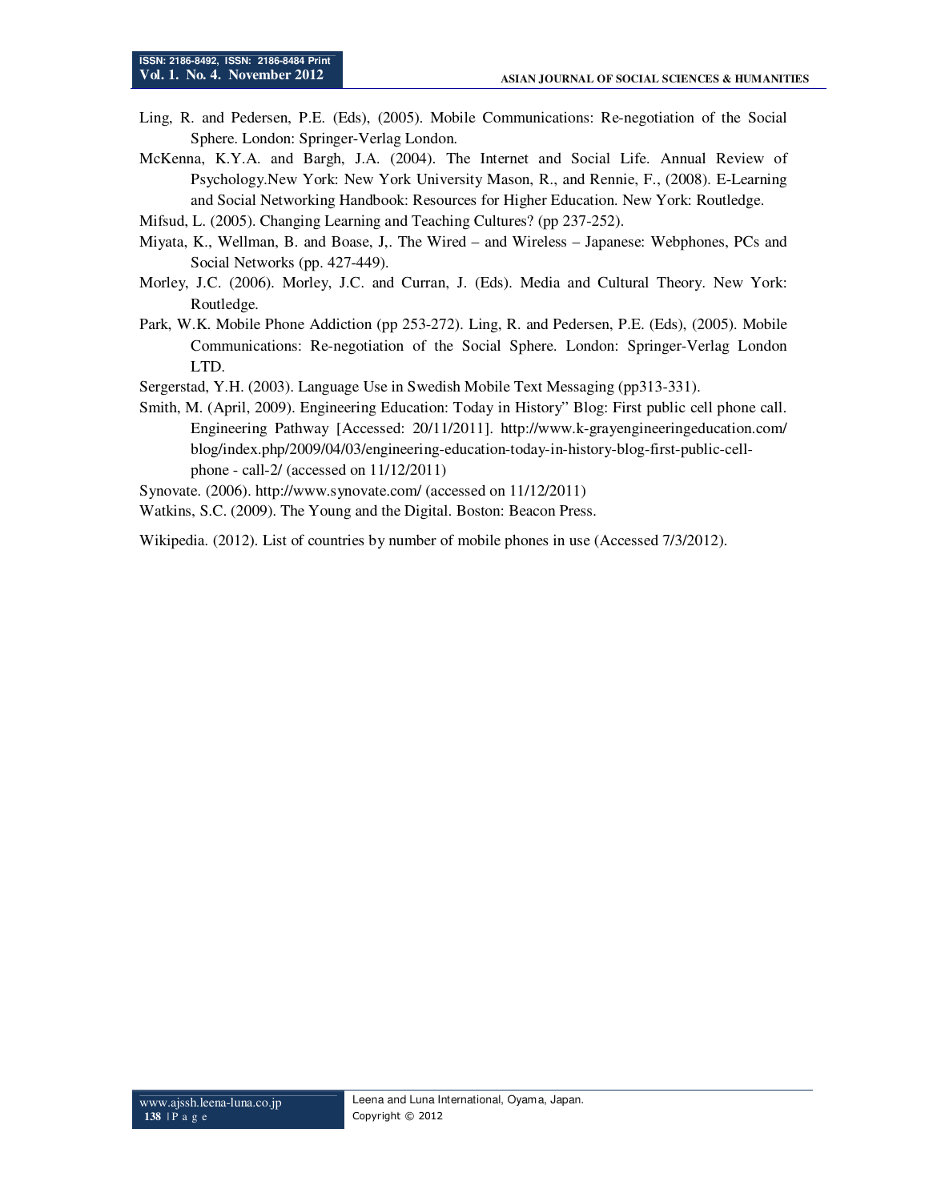Ling, R. and Pedersen, P.E. (Eds), (2005). Mobile Communications: Re-negotiation of the Social Sphere. London: Springer-Verlag London.

McKenna, K.Y.A. and Bargh, J.A. (2004). The Internet and Social Life. Annual Review of Psychology.New York: New York University Mason, R., and Rennie, F., (2008). E-Learning and Social Networking Handbook: Resources for Higher Education. New York: Routledge.

Mifsud, L. (2005). Changing Learning and Teaching Cultures? (pp 237-252).

Miyata, K., Wellman, B. and Boase, J,. The Wired – and Wireless – Japanese: Webphones, PCs and Social Networks (pp. 427-449).

Morley, J.C. (2006). Morley, J.C. and Curran, J. (Eds). Media and Cultural Theory. New York: Routledge.

Park, W.K. Mobile Phone Addiction (pp 253-272). Ling, R. and Pedersen, P.E. (Eds), (2005). Mobile Communications: Re-negotiation of the Social Sphere. London: Springer-Verlag London LTD.

Sergerstad, Y.H. (2003). Language Use in Swedish Mobile Text Messaging (pp313-331).

Smith, M. (April, 2009). Engineering Education: Today in History" Blog: First public cell phone call. Engineering Pathway [Accessed: 20/11/2011]. http://www.k-grayengineeringeducation.com/blog/index.php/2009/04/03/engineering-education-today-in-history-blog-first-public-cell-phone - call-2/ (accessed on 11/12/2011)

Synovate. (2006). http://www.synovate.com/ (accessed on 11/12/2011)

Watkins, S.C. (2009). The Young and the Digital. Boston: Beacon Press.

Wikipedia. (2012). List of countries by number of mobile phones in use (Accessed 7/3/2012).